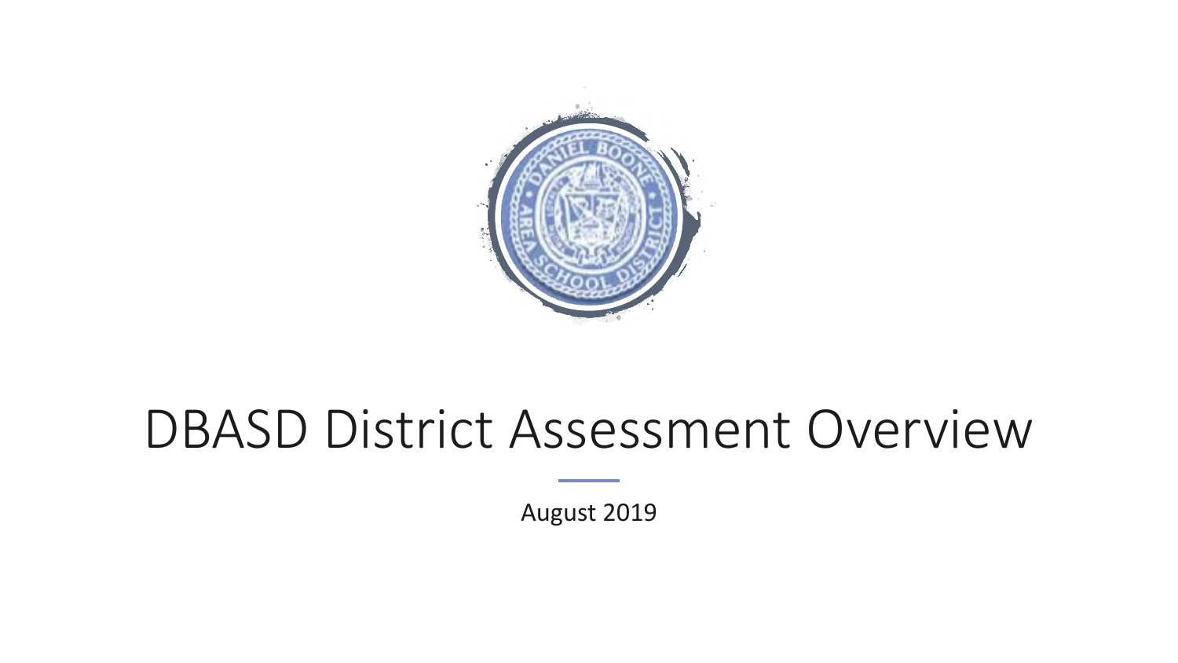# DBASD District Assessment Overview

August 2019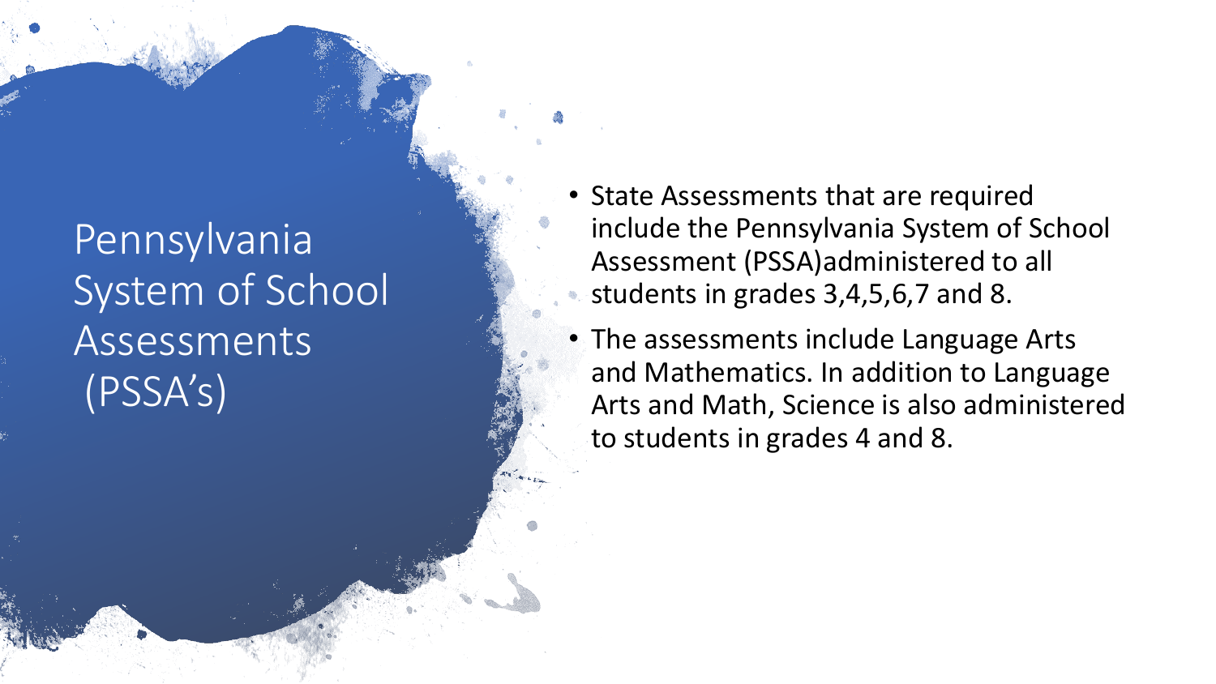# Pennsylvania System of School Assessments (PSSA's)

- State Assessments that are required include the Pennsylvania System of School Assessment (PSSA)administered to all students in grades 3,4,5,6,7 and 8.
- The assessments include Language Arts and Mathematics. In addition to Language Arts and Math, Science is also administered to students in grades 4 and 8.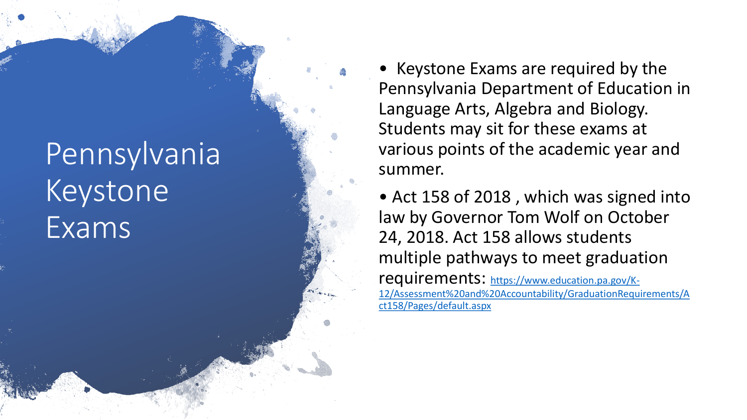# Pennsylvania Keystone Exams

- Keystone Exams are required by the Pennsylvania Department of Education in Language Arts, Algebra and Biology. Students may sit for these exams at various points of the academic year and summer.
- Act 158 of 2018 , which was signed into law by Governor Tom Wolf on October 24, 2018. Act 158 allows students multiple pathways to meet graduation requirements: [https://www.education.pa.gov/K-12/Assessment%20and%20Accountability/GraduationRequirements/Act158/Pages/default.aspx](https://www.education.pa.gov/K-12/Assessment%20and%20Accountability/GraduationRequirements/Act158/Pages/default.aspx)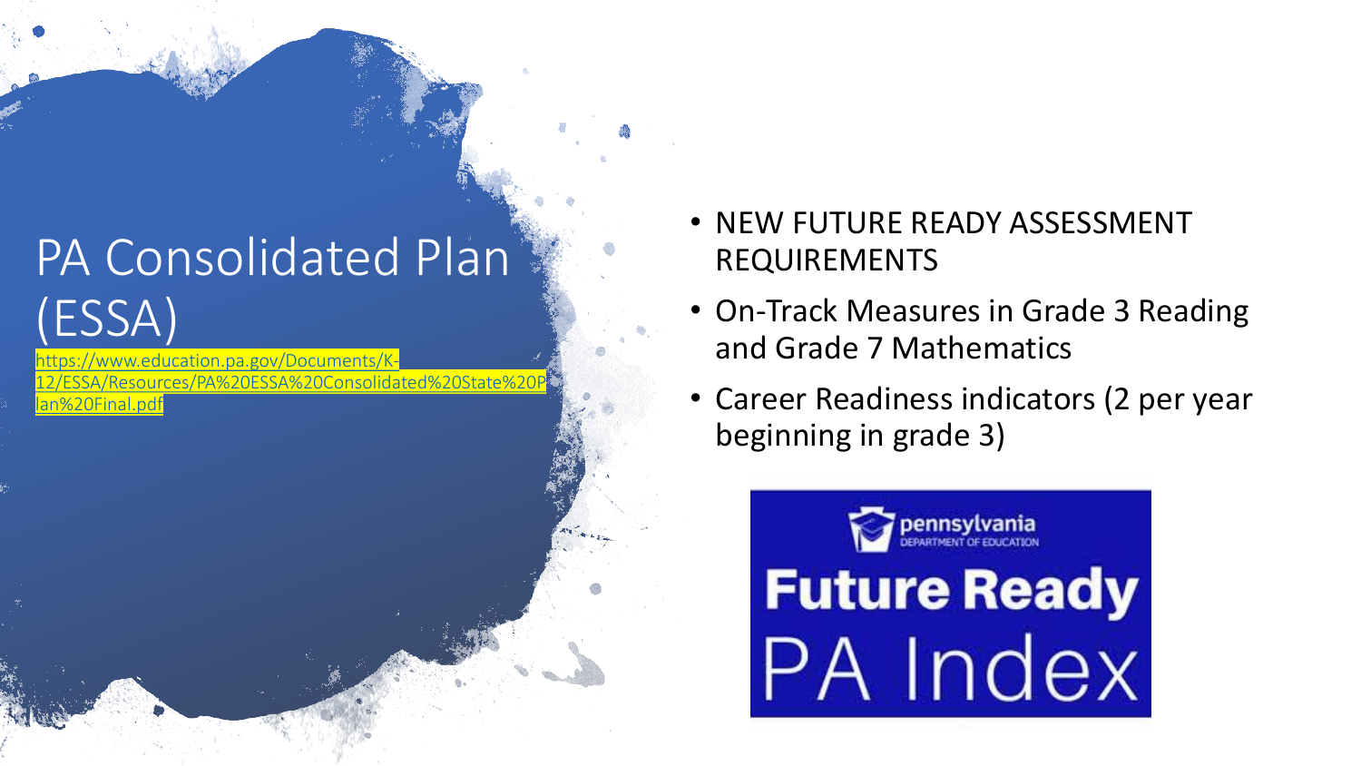# PA Consolidated Plan (ESSA)

https://www.education.pa.gov/Documents/K-12/ESSA/Resources/PA%20ESSA%20Consolidated%20State%20Plan%20Final.pdf

- NEW FUTURE READY ASSESSMENT REQUIREMENTS
- On-Track Measures in Grade 3 Reading and Grade 7 Mathematics
- Career Readiness indicators (2 per year beginning in grade 3)

pennsylvania DEPARTMENT OF EDUCATION

Future Ready PA Index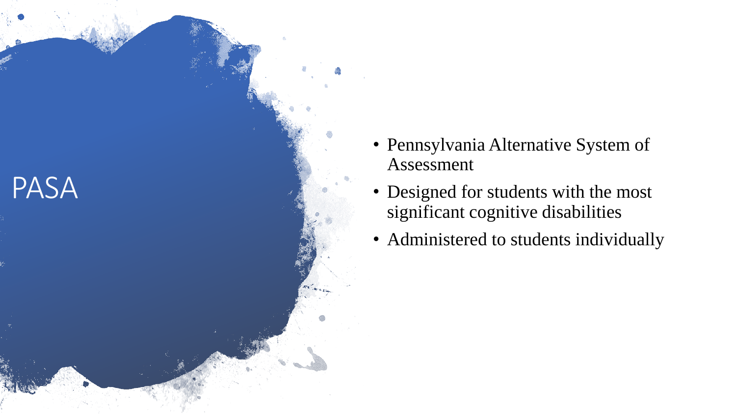# PASA

- Pennsylvania Alternative System of Assessment
- Designed for students with the most significant cognitive disabilities
- Administered to students individually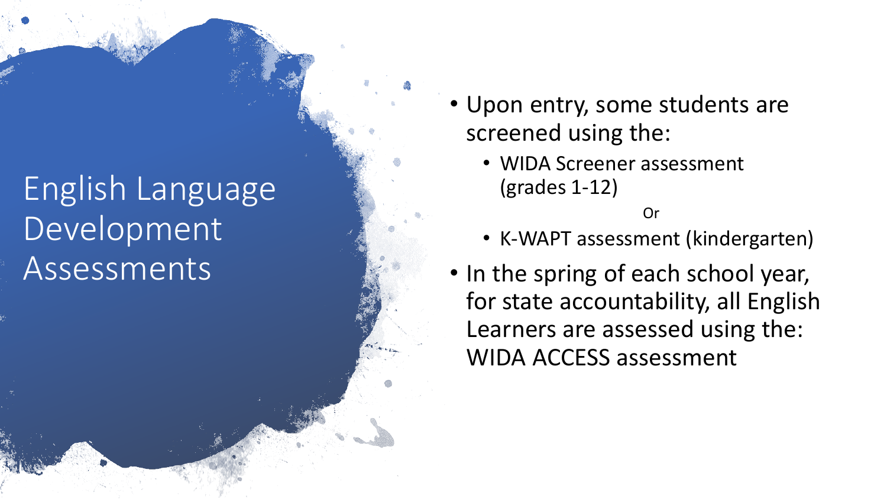# English Language Development Assessments

- Upon entry, some students are screened using the:
  - WIDA Screener assessment (grades 1-12)

    Or
  - K-WAPT assessment (kindergarten)
- In the spring of each school year, for state accountability, all English Learners are assessed using the: WIDA ACCESS assessment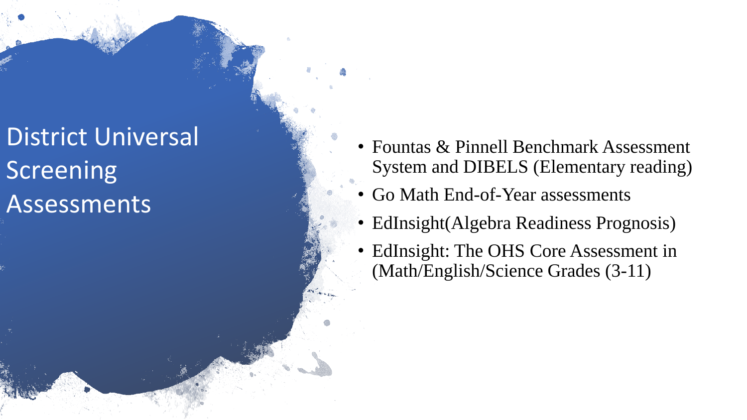# District Universal Screening Assessments

- Fountas & Pinnell Benchmark Assessment System and DIBELS (Elementary reading)
- Go Math End-of-Year assessments
- EdInsight(Algebra Readiness Prognosis)
- EdInsight: The OHS Core Assessment in (Math/English/Science Grades (3-11)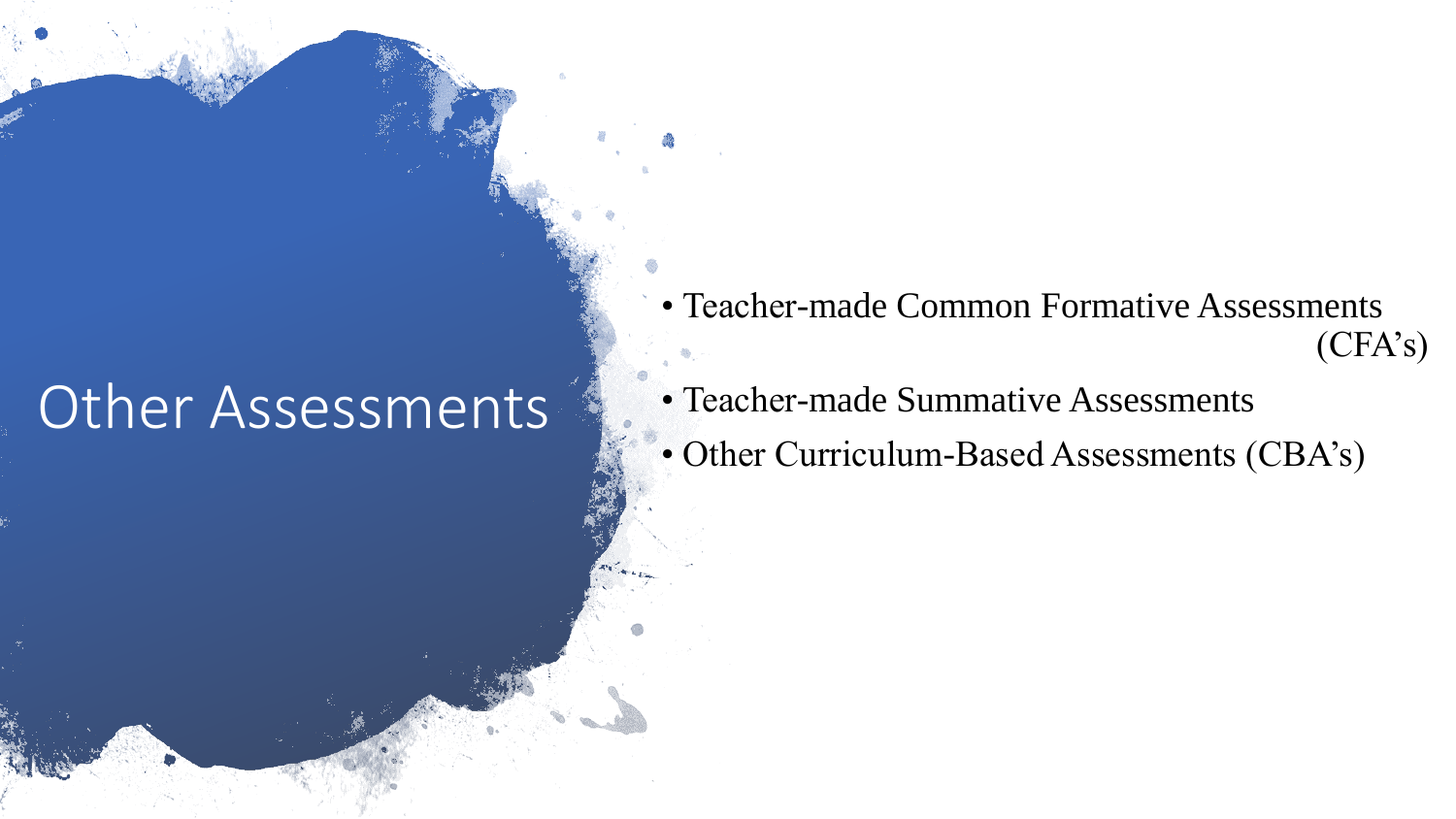# Other Assessments

- Teacher-made Common Formative Assessments (CFA's)
- Teacher-made Summative Assessments
- Other Curriculum-Based Assessments (CBA's)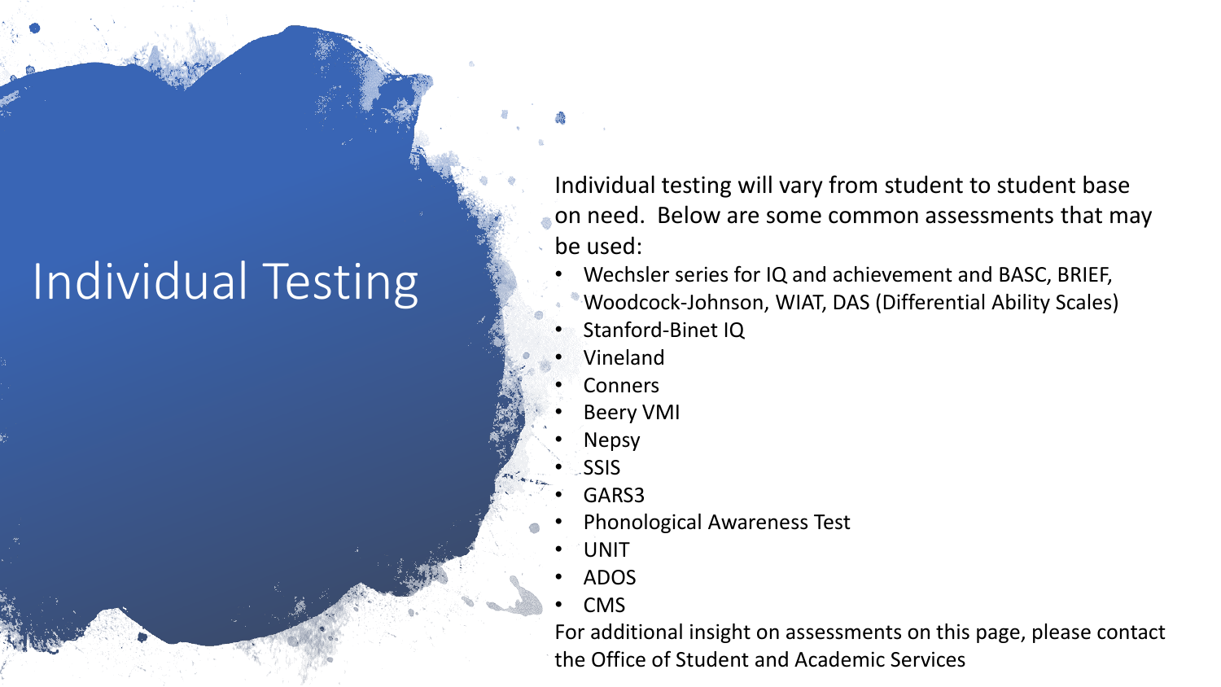# Individual Testing

Individual testing will vary from student to student base on need. Below are some common assessments that may be used:

- Wechsler series for IQ and achievement and BASC, BRIEF, Woodcock-Johnson, WIAT, DAS (Differential Ability Scales)
- Stanford-Binet IQ
- Vineland
- Conners
- Beery VMI
- Nepsy
- SSIS
- GARS3
- Phonological Awareness Test
- UNIT
- ADOS
- CMS

For additional insight on assessments on this page, please contact the Office of Student and Academic Services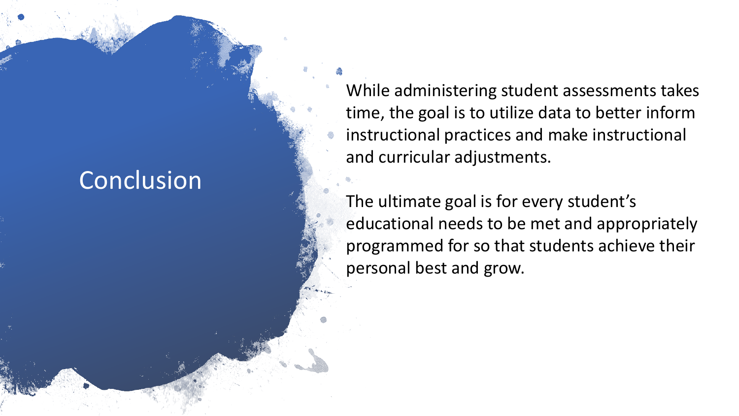# Conclusion

While administering student assessments takes time, the goal is to utilize data to better inform instructional practices and make instructional and curricular adjustments.

The ultimate goal is for every student's educational needs to be met and appropriately programmed for so that students achieve their personal best and grow.